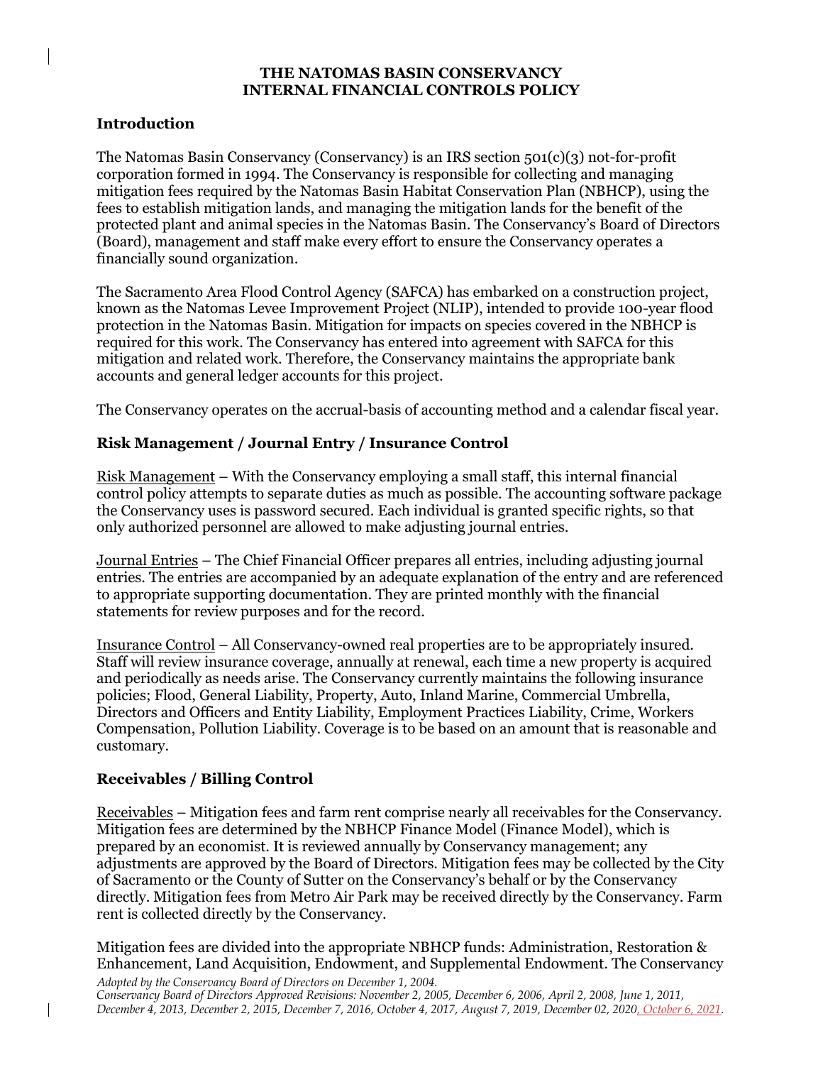# THE NATOMAS BASIN CONSERVANCY INTERNAL FINANCIAL CONTROLS POLICY

## Introduction

The Natomas Basin Conservancy (Conservancy) is an IRS section 501(c)(3) not-for-profit corporation formed in 1994. The Conservancy is responsible for collecting and managing mitigation fees required by the Natomas Basin Habitat Conservation Plan (NBHCP), using the fees to establish mitigation lands, and managing the mitigation lands for the benefit of the protected plant and animal species in the Natomas Basin. The Conservancy's Board of Directors (Board), management and staff make every effort to ensure the Conservancy operates a financially sound organization.

The Sacramento Area Flood Control Agency (SAFCA) has embarked on a construction project, known as the Natomas Levee Improvement Project (NLIP), intended to provide 100-year flood protection in the Natomas Basin. Mitigation for impacts on species covered in the NBHCP is required for this work. The Conservancy has entered into agreement with SAFCA for this mitigation and related work. Therefore, the Conservancy maintains the appropriate bank accounts and general ledger accounts for this project.

The Conservancy operates on the accrual-basis of accounting method and a calendar fiscal year.

## Risk Management / Journal Entry / Insurance Control

Risk Management – With the Conservancy employing a small staff, this internal financial control policy attempts to separate duties as much as possible. The accounting software package the Conservancy uses is password secured. Each individual is granted specific rights, so that only authorized personnel are allowed to make adjusting journal entries.

Journal Entries – The Chief Financial Officer prepares all entries, including adjusting journal entries. The entries are accompanied by an adequate explanation of the entry and are referenced to appropriate supporting documentation. They are printed monthly with the financial statements for review purposes and for the record.

Insurance Control – All Conservancy-owned real properties are to be appropriately insured. Staff will review insurance coverage, annually at renewal, each time a new property is acquired and periodically as needs arise. The Conservancy currently maintains the following insurance policies; Flood, General Liability, Property, Auto, Inland Marine, Commercial Umbrella, Directors and Officers and Entity Liability, Employment Practices Liability, Crime, Workers Compensation, Pollution Liability. Coverage is to be based on an amount that is reasonable and customary.

## Receivables / Billing Control

Receivables – Mitigation fees and farm rent comprise nearly all receivables for the Conservancy. Mitigation fees are determined by the NBHCP Finance Model (Finance Model), which is prepared by an economist. It is reviewed annually by Conservancy management; any adjustments are approved by the Board of Directors. Mitigation fees may be collected by the City of Sacramento or the County of Sutter on the Conservancy's behalf or by the Conservancy directly. Mitigation fees from Metro Air Park may be received directly by the Conservancy. Farm rent is collected directly by the Conservancy.

Mitigation fees are divided into the appropriate NBHCP funds: Administration, Restoration & Enhancement, Land Acquisition, Endowment, and Supplemental Endowment. The Conservancy

*Adopted by the Conservancy Board of Directors on December 1, 2004.*
*Conservancy Board of Directors Approved Revisions: November 2, 2005, December 6, 2006, April 2, 2008, June 1, 2011, December 4, 2013, December 2, 2015, December 7, 2016, October 4, 2017, August 7, 2019, December 02, 2020, October 6, 2021.*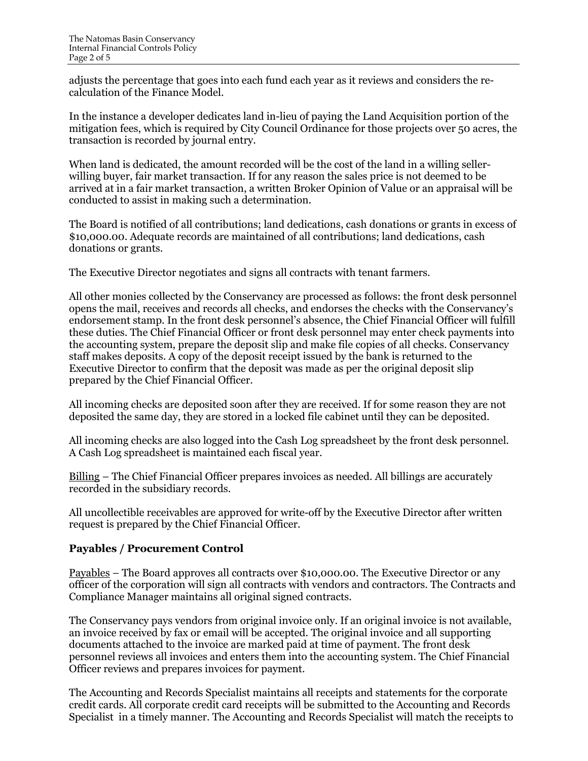adjusts the percentage that goes into each fund each year as it reviews and considers the re-calculation of the Finance Model.

In the instance a developer dedicates land in-lieu of paying the Land Acquisition portion of the mitigation fees, which is required by City Council Ordinance for those projects over 50 acres, the transaction is recorded by journal entry.

When land is dedicated, the amount recorded will be the cost of the land in a willing seller-willing buyer, fair market transaction. If for any reason the sales price is not deemed to be arrived at in a fair market transaction, a written Broker Opinion of Value or an appraisal will be conducted to assist in making such a determination.

The Board is notified of all contributions; land dedications, cash donations or grants in excess of $10,000.00. Adequate records are maintained of all contributions; land dedications, cash donations or grants.

The Executive Director negotiates and signs all contracts with tenant farmers.

All other monies collected by the Conservancy are processed as follows: the front desk personnel opens the mail, receives and records all checks, and endorses the checks with the Conservancy's endorsement stamp. In the front desk personnel's absence, the Chief Financial Officer will fulfill these duties. The Chief Financial Officer or front desk personnel may enter check payments into the accounting system, prepare the deposit slip and make file copies of all checks. Conservancy staff makes deposits. A copy of the deposit receipt issued by the bank is returned to the Executive Director to confirm that the deposit was made as per the original deposit slip prepared by the Chief Financial Officer.

All incoming checks are deposited soon after they are received. If for some reason they are not deposited the same day, they are stored in a locked file cabinet until they can be deposited.

All incoming checks are also logged into the Cash Log spreadsheet by the front desk personnel. A Cash Log spreadsheet is maintained each fiscal year.

<u>Billing</u> – The Chief Financial Officer prepares invoices as needed. All billings are accurately recorded in the subsidiary records.

All uncollectible receivables are approved for write-off by the Executive Director after written request is prepared by the Chief Financial Officer.

## Payables / Procurement Control

<u>Payables</u> – The Board approves all contracts over $10,000.00. The Executive Director or any officer of the corporation will sign all contracts with vendors and contractors. The Contracts and Compliance Manager maintains all original signed contracts.

The Conservancy pays vendors from original invoice only. If an original invoice is not available, an invoice received by fax or email will be accepted. The original invoice and all supporting documents attached to the invoice are marked paid at time of payment. The front desk personnel reviews all invoices and enters them into the accounting system. The Chief Financial Officer reviews and prepares invoices for payment.

The Accounting and Records Specialist maintains all receipts and statements for the corporate credit cards. All corporate credit card receipts will be submitted to the Accounting and Records Specialist in a timely manner. The Accounting and Records Specialist will match the receipts to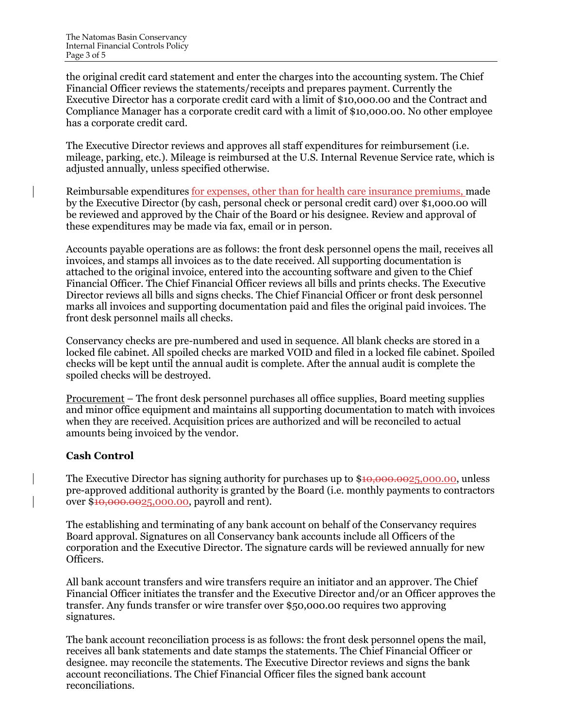the original credit card statement and enter the charges into the accounting system. The Chief Financial Officer reviews the statements/receipts and prepares payment. Currently the Executive Director has a corporate credit card with a limit of $10,000.00 and the Contract and Compliance Manager has a corporate credit card with a limit of $10,000.00. No other employee has a corporate credit card.

The Executive Director reviews and approves all staff expenditures for reimbursement (i.e. mileage, parking, etc.). Mileage is reimbursed at the U.S. Internal Revenue Service rate, which is adjusted annually, unless specified otherwise.

Reimbursable expenditures for expenses, other than for health care insurance premiums, made by the Executive Director (by cash, personal check or personal credit card) over $1,000.00 will be reviewed and approved by the Chair of the Board or his designee. Review and approval of these expenditures may be made via fax, email or in person.

Accounts payable operations are as follows: the front desk personnel opens the mail, receives all invoices, and stamps all invoices as to the date received. All supporting documentation is attached to the original invoice, entered into the accounting software and given to the Chief Financial Officer. The Chief Financial Officer reviews all bills and prints checks. The Executive Director reviews all bills and signs checks. The Chief Financial Officer or front desk personnel marks all invoices and supporting documentation paid and files the original paid invoices. The front desk personnel mails all checks.

Conservancy checks are pre-numbered and used in sequence. All blank checks are stored in a locked file cabinet. All spoiled checks are marked VOID and filed in a locked file cabinet. Spoiled checks will be kept until the annual audit is complete. After the annual audit is complete the spoiled checks will be destroyed.

Procurement – The front desk personnel purchases all office supplies, Board meeting supplies and minor office equipment and maintains all supporting documentation to match with invoices when they are received. Acquisition prices are authorized and will be reconciled to actual amounts being invoiced by the vendor.

**Cash Control**

The Executive Director has signing authority for purchases up to $~~10,000.00~~25,000.00, unless pre-approved additional authority is granted by the Board (i.e. monthly payments to contractors over $~~10,000.00~~25,000.00, payroll and rent).

The establishing and terminating of any bank account on behalf of the Conservancy requires Board approval. Signatures on all Conservancy bank accounts include all Officers of the corporation and the Executive Director. The signature cards will be reviewed annually for new Officers.

All bank account transfers and wire transfers require an initiator and an approver. The Chief Financial Officer initiates the transfer and the Executive Director and/or an Officer approves the transfer. Any funds transfer or wire transfer over $50,000.00 requires two approving signatures.

The bank account reconciliation process is as follows: the front desk personnel opens the mail, receives all bank statements and date stamps the statements. The Chief Financial Officer or designee. may reconcile the statements. The Executive Director reviews and signs the bank account reconciliations. The Chief Financial Officer files the signed bank account reconciliations.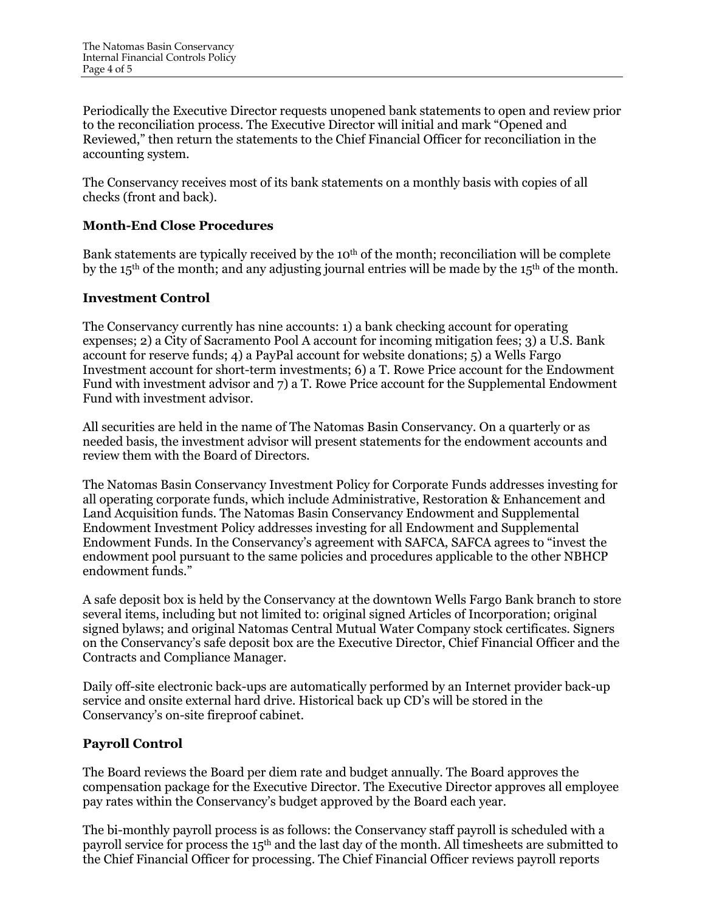Periodically the Executive Director requests unopened bank statements to open and review prior to the reconciliation process. The Executive Director will initial and mark "Opened and Reviewed," then return the statements to the Chief Financial Officer for reconciliation in the accounting system.

The Conservancy receives most of its bank statements on a monthly basis with copies of all checks (front and back).

### Month-End Close Procedures

Bank statements are typically received by the 10th of the month; reconciliation will be complete by the 15th of the month; and any adjusting journal entries will be made by the 15th of the month.

### Investment Control

The Conservancy currently has nine accounts: 1) a bank checking account for operating expenses; 2) a City of Sacramento Pool A account for incoming mitigation fees; 3) a U.S. Bank account for reserve funds; 4) a PayPal account for website donations; 5) a Wells Fargo Investment account for short-term investments; 6) a T. Rowe Price account for the Endowment Fund with investment advisor and 7) a T. Rowe Price account for the Supplemental Endowment Fund with investment advisor.

All securities are held in the name of The Natomas Basin Conservancy. On a quarterly or as needed basis, the investment advisor will present statements for the endowment accounts and review them with the Board of Directors.

The Natomas Basin Conservancy Investment Policy for Corporate Funds addresses investing for all operating corporate funds, which include Administrative, Restoration & Enhancement and Land Acquisition funds. The Natomas Basin Conservancy Endowment and Supplemental Endowment Investment Policy addresses investing for all Endowment and Supplemental Endowment Funds. In the Conservancy's agreement with SAFCA, SAFCA agrees to "invest the endowment pool pursuant to the same policies and procedures applicable to the other NBHCP endowment funds."

A safe deposit box is held by the Conservancy at the downtown Wells Fargo Bank branch to store several items, including but not limited to: original signed Articles of Incorporation; original signed bylaws; and original Natomas Central Mutual Water Company stock certificates. Signers on the Conservancy's safe deposit box are the Executive Director, Chief Financial Officer and the Contracts and Compliance Manager.

Daily off-site electronic back-ups are automatically performed by an Internet provider back-up service and onsite external hard drive. Historical back up CD's will be stored in the Conservancy's on-site fireproof cabinet.

### Payroll Control

The Board reviews the Board per diem rate and budget annually. The Board approves the compensation package for the Executive Director. The Executive Director approves all employee pay rates within the Conservancy's budget approved by the Board each year.

The bi-monthly payroll process is as follows: the Conservancy staff payroll is scheduled with a payroll service for process the 15th and the last day of the month. All timesheets are submitted to the Chief Financial Officer for processing. The Chief Financial Officer reviews payroll reports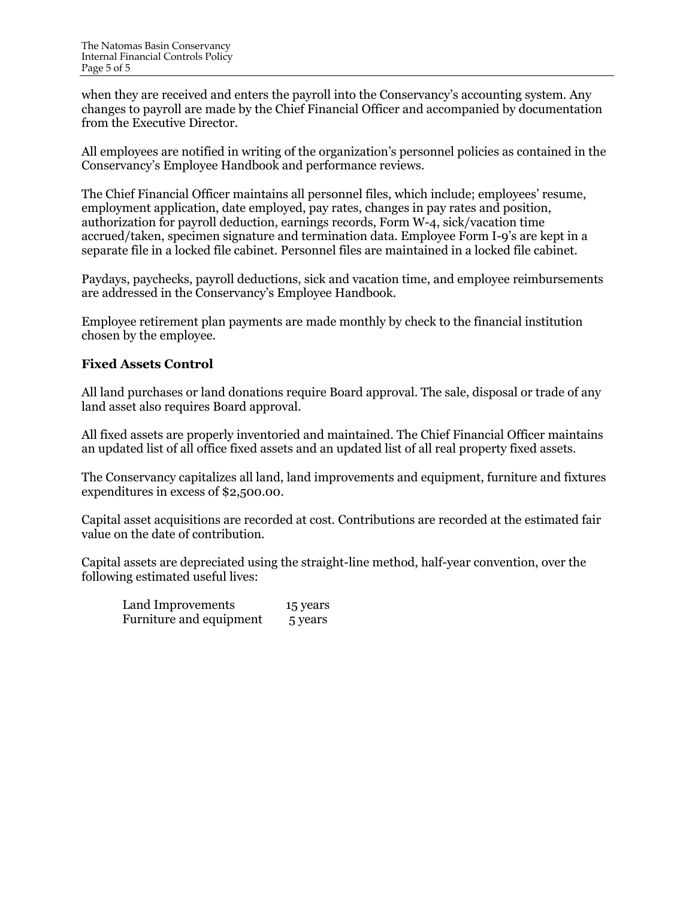when they are received and enters the payroll into the Conservancy's accounting system. Any changes to payroll are made by the Chief Financial Officer and accompanied by documentation from the Executive Director.

All employees are notified in writing of the organization's personnel policies as contained in the Conservancy's Employee Handbook and performance reviews.

The Chief Financial Officer maintains all personnel files, which include; employees' resume, employment application, date employed, pay rates, changes in pay rates and position, authorization for payroll deduction, earnings records, Form W-4, sick/vacation time accrued/taken, specimen signature and termination data. Employee Form I-9's are kept in a separate file in a locked file cabinet. Personnel files are maintained in a locked file cabinet.

Paydays, paychecks, payroll deductions, sick and vacation time, and employee reimbursements are addressed in the Conservancy's Employee Handbook.

Employee retirement plan payments are made monthly by check to the financial institution chosen by the employee.

**Fixed Assets Control**

All land purchases or land donations require Board approval. The sale, disposal or trade of any land asset also requires Board approval.

All fixed assets are properly inventoried and maintained. The Chief Financial Officer maintains an updated list of all office fixed assets and an updated list of all real property fixed assets.

The Conservancy capitalizes all land, land improvements and equipment, furniture and fixtures expenditures in excess of $2,500.00.

Capital asset acquisitions are recorded at cost. Contributions are recorded at the estimated fair value on the date of contribution.

Capital assets are depreciated using the straight-line method, half-year convention, over the following estimated useful lives:

| | |
|---|---|
| Land Improvements | 15 years |
| Furniture and equipment | 5 years |